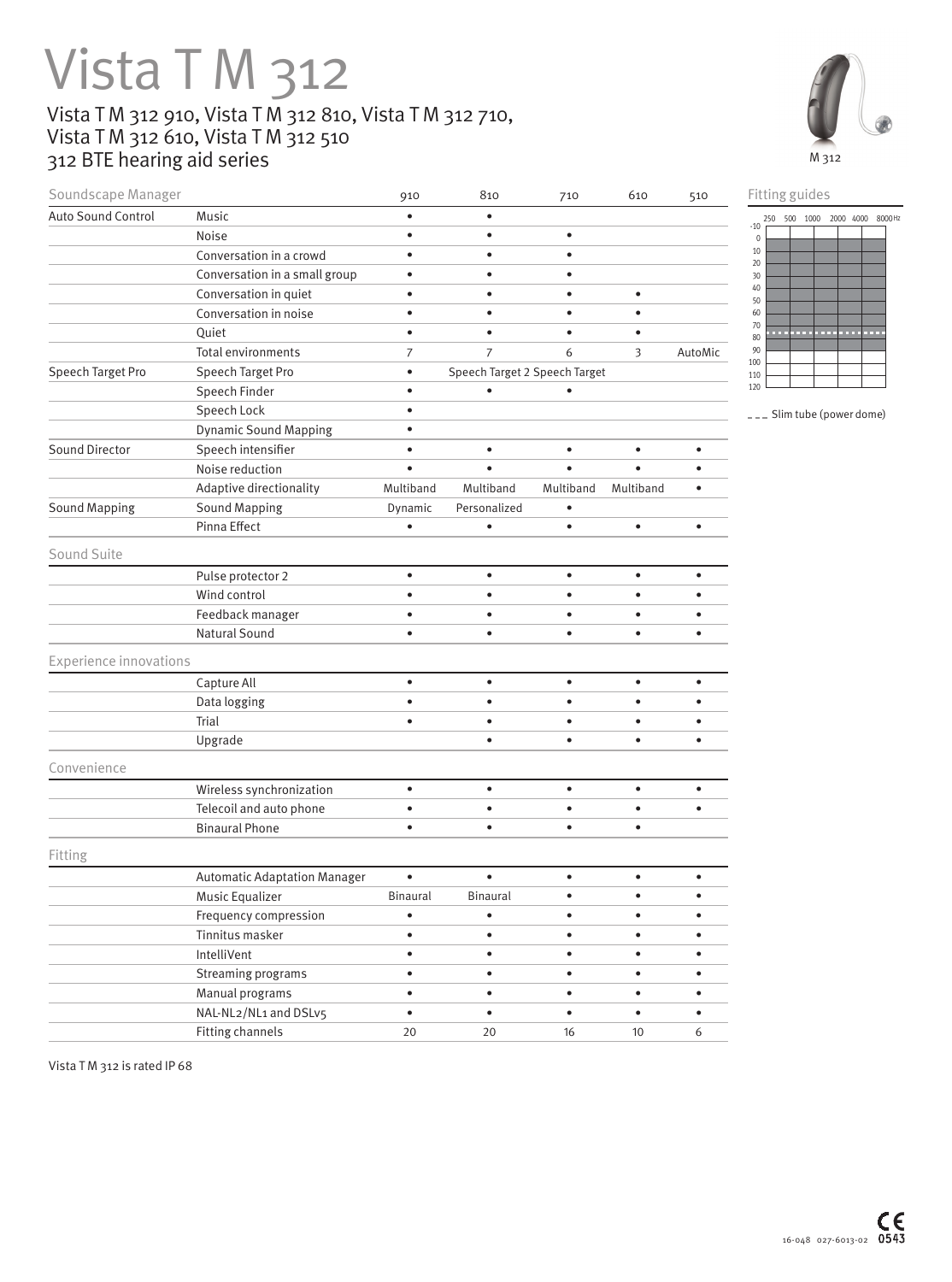# Vista T M 312

## Vista T M 312 910, Vista T M 312 810, Vista T M 312 710, Vista T M 312 610, Vista T M 312 510 312 BTE hearing aid series

M 312

| Soundscape Manager | | 910 | 810 | 710 | 610 | 510 |
|---|---|---|---|---|---|---|
| Auto Sound Control | Music | • | • | | | |
| | Noise | • | • | • | | |
| | Conversation in a crowd | • | • | • | | |
| | Conversation in a small group | • | • | • | | |
| | Conversation in quiet | • | • | • | • | |
| | Conversation in noise | • | • | • | • | |
| | Quiet | • | • | • | • | |
| | Total environments | 7 | 7 | 6 | 3 | AutoMic |
| Speech Target Pro | Speech Target Pro | • | Speech Target 2 | Speech Target | | |
| | Speech Finder | • | • | • | | |
| | Speech Lock | • | | | | |
| | Dynamic Sound Mapping | • | | | | |
| Sound Director | Speech intensifier | • | • | • | • | • |
| | Noise reduction | • | • | • | • | • |
| | Adaptive directionality | Multiband | Multiband | Multiband | Multiband | • |
| Sound Mapping | Sound Mapping | Dynamic | Personalized | • | | |
| | Pinna Effect | • | • | • | • | • |
| **Sound Suite** | | | | | | |
| | Pulse protector 2 | • | • | • | • | • |
| | Wind control | • | • | • | • | • |
| | Feedback manager | • | • | • | • | • |
| | Natural Sound | • | • | • | • | • |
| **Experience innovations** | | | | | | |
| | Capture All | • | • | • | • | • |
| | Data logging | • | • | • | • | • |
| | Trial | • | • | • | • | • |
| | Upgrade | | • | • | • | • |
| **Convenience** | | | | | | |
| | Wireless synchronization | • | • | • | • | • |
| | Telecoil and auto phone | • | • | • | • | • |
| | Binaural Phone | • | • | • | • | |
| **Fitting** | | | | | | |
| | Automatic Adaptation Manager | • | • | • | • | • |
| | Music Equalizer | Binaural | Binaural | • | • | • |
| | Frequency compression | • | • | • | • | • |
| | Tinnitus masker | • | • | • | • | • |
| | IntelliVent | • | • | • | • | • |
| | Streaming programs | • | • | • | • | • |
| | Manual programs | • | • | • | • | • |
| | NAL-NL2/NL1 and DSLv5 | • | • | • | • | • |
| | Fitting channels | 20 | 20 | 16 | 10 | 6 |

### Fitting guides

Frequency (Hz): 250, 500, 1000, 2000, 4000, 8000
Hearing level: -10 to 120

- - - Slim tube (power dome)

Vista T M 312 is rated IP 68

16-048 027-6013-02 CE 0543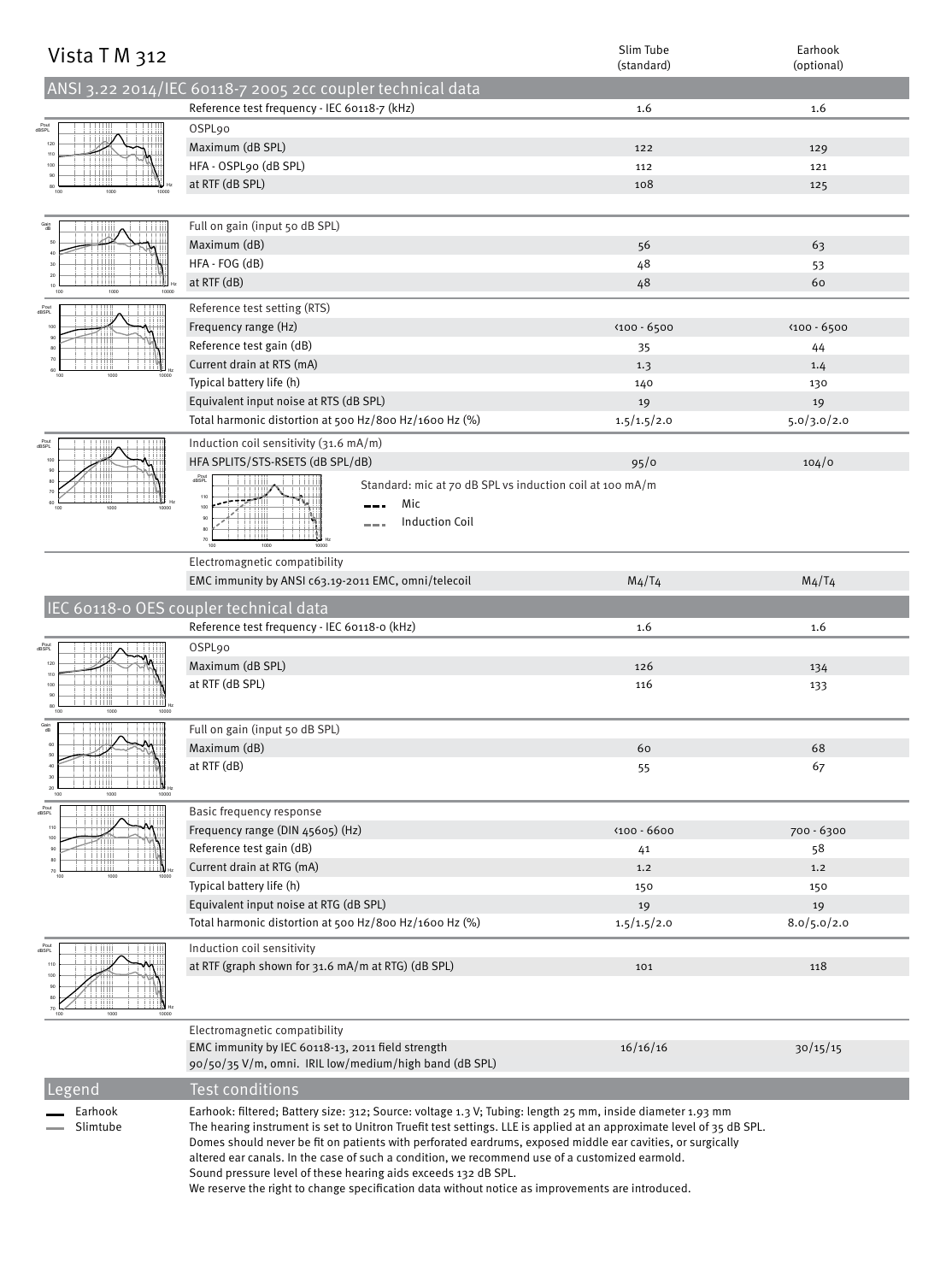# Vista T M 312

| | Slim Tube (standard) | Earhook (optional) |
|---|---|---|
| **ANSI 3.22 2014/IEC 60118-7 2005 2cc coupler technical data** | | |
| Reference test frequency - IEC 60118-7 (kHz) | 1.6 | 1.6 |
| **OSPL90** | | |
| Maximum (dB SPL) | 122 | 129 |
| HFA - OSPL90 (dB SPL) | 112 | 121 |
| at RTF (dB SPL) | 108 | 125 |
| **Full on gain (input 50 dB SPL)** | | |
| Maximum (dB) | 56 | 63 |
| HFA - FOG (dB) | 48 | 53 |
| at RTF (dB) | 48 | 60 |
| **Reference test setting (RTS)** | | |
| Frequency range (Hz) | <100 - 6500 | <100 - 6500 |
| Reference test gain (dB) | 35 | 44 |
| Current drain at RTS (mA) | 1.3 | 1.4 |
| Typical battery life (h) | 140 | 130 |
| Equivalent input noise at RTS (dB SPL) | 19 | 19 |
| Total harmonic distortion at 500 Hz/800 Hz/1600 Hz (%) | 1.5/1.5/2.0 | 5.0/3.0/2.0 |
| **Induction coil sensitivity (31.6 mA/m)** | | |
| HFA SPLITS/STS-RSETS (dB SPL/dB) | 95/0 | 104/0 |
| **Electromagnetic compatibility** | | |
| EMC immunity by ANSI c63.19-2011 EMC, omni/telecoil | M4/T4 | M4/T4 |
| **IEC 60118-0 OES coupler technical data** | | |
| Reference test frequency - IEC 60118-0 (kHz) | 1.6 | 1.6 |
| **OSPL90** | | |
| Maximum (dB SPL) | 126 | 134 |
| at RTF (dB SPL) | 116 | 133 |
| **Full on gain (input 50 dB SPL)** | | |
| Maximum (dB) | 60 | 68 |
| at RTF (dB) | 55 | 67 |
| **Basic frequency response** | | |
| Frequency range (DIN 45605) (Hz) | <100 - 6600 | 700 - 6300 |
| Reference test gain (dB) | 41 | 58 |
| Current drain at RTG (mA) | 1.2 | 1.2 |
| Typical battery life (h) | 150 | 150 |
| Equivalent input noise at RTG (dB SPL) | 19 | 19 |
| Total harmonic distortion at 500 Hz/800 Hz/1600 Hz (%) | 1.5/1.5/2.0 | 8.0/5.0/2.0 |
| **Induction coil sensitivity** | | |
| at RTF (graph shown for 31.6 mA/m at RTG) (dB SPL) | 101 | 118 |
| **Electromagnetic compatibility** | | |
| EMC immunity by IEC 60118-13, 2011 field strength 90/50/35 V/m, omni. IRIL low/medium/high band (dB SPL) | 16/16/16 | 30/15/15 |

Standard: mic at 70 dB SPL vs induction coil at 100 mA/m

Mic

Induction Coil

## Legend

Earhook

Slimtube

## Test conditions

Earhook: filtered; Battery size: 312; Source: voltage 1.3 V; Tubing: length 25 mm, inside diameter 1.93 mm
The hearing instrument is set to Unitron Truefit test settings. LLE is applied at an approximate level of 35 dB SPL.
Domes should never be fit on patients with perforated eardrums, exposed middle ear cavities, or surgically altered ear canals. In the case of such a condition, we recommend use of a customized earmold.
Sound pressure level of these hearing aids exceeds 132 dB SPL.
We reserve the right to change specification data without notice as improvements are introduced.